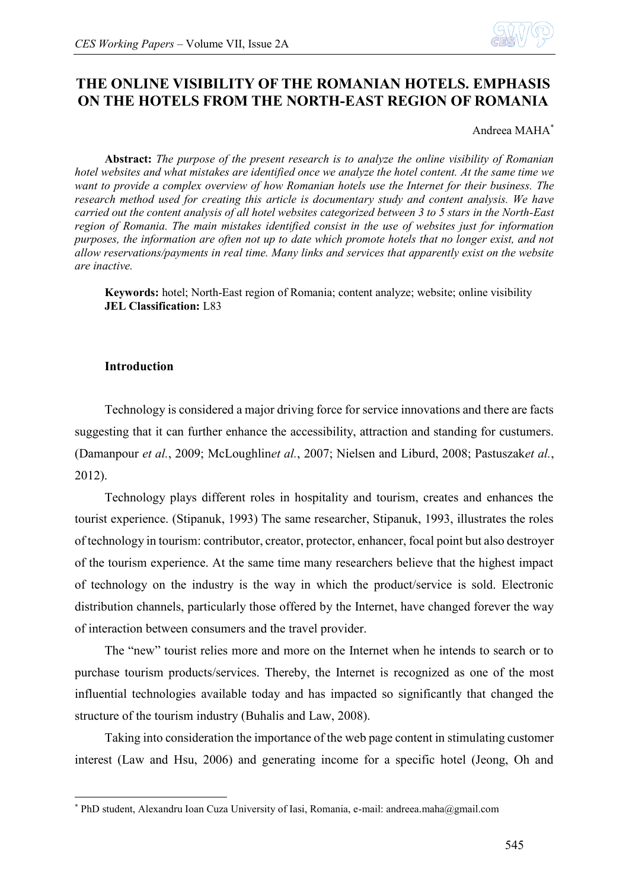# THE ONLINE VISIBILITY OF THE ROMANIAN HOTELS. EMPHASIS ON THE HOTELS FROM THE NORTH-EAST REGION OF ROMANIA

Andreea MAHA[*]

**Abstract:** *The purpose of the present research is to analyze the online visibility of Romanian hotel websites and what mistakes are identified once we analyze the hotel content. At the same time we want to provide a complex overview of how Romanian hotels use the Internet for their business. The research method used for creating this article is documentary study and content analysis. We have carried out the content analysis of all hotel websites categorized between 3 to 5 stars in the North-East region of Romania. The main mistakes identified consist in the use of websites just for information purposes, the information are often not up to date which promote hotels that no longer exist, and not allow reservations/payments in real time. Many links and services that apparently exist on the website are inactive.*

**Keywords:** hotel; North-East region of Romania; content analyze; website; online visibility
**JEL Classification:** L83

## Introduction

Technology is considered a major driving force for service innovations and there are facts suggesting that it can further enhance the accessibility, attraction and standing for custumers. (Damanpour *et al.*, 2009; McLoughlin*et al.*, 2007; Nielsen and Liburd, 2008; Pastuszak*et al.*, 2012).

Technology plays different roles in hospitality and tourism, creates and enhances the tourist experience. (Stipanuk, 1993) The same researcher, Stipanuk, 1993, illustrates the roles of technology in tourism: contributor, creator, protector, enhancer, focal point but also destroyer of the tourism experience. At the same time many researchers believe that the highest impact of technology on the industry is the way in which the product/service is sold. Electronic distribution channels, particularly those offered by the Internet, have changed forever the way of interaction between consumers and the travel provider.

The "new" tourist relies more and more on the Internet when he intends to search or to purchase tourism products/services. Thereby, the Internet is recognized as one of the most influential technologies available today and has impacted so significantly that changed the structure of the tourism industry (Buhalis and Law, 2008).

Taking into consideration the importance of the web page content in stimulating customer interest (Law and Hsu, 2006) and generating income for a specific hotel (Jeong, Oh and

---

[*] PhD student, Alexandru Ioan Cuza University of Iasi, Romania, e-mail: andreea.maha@gmail.com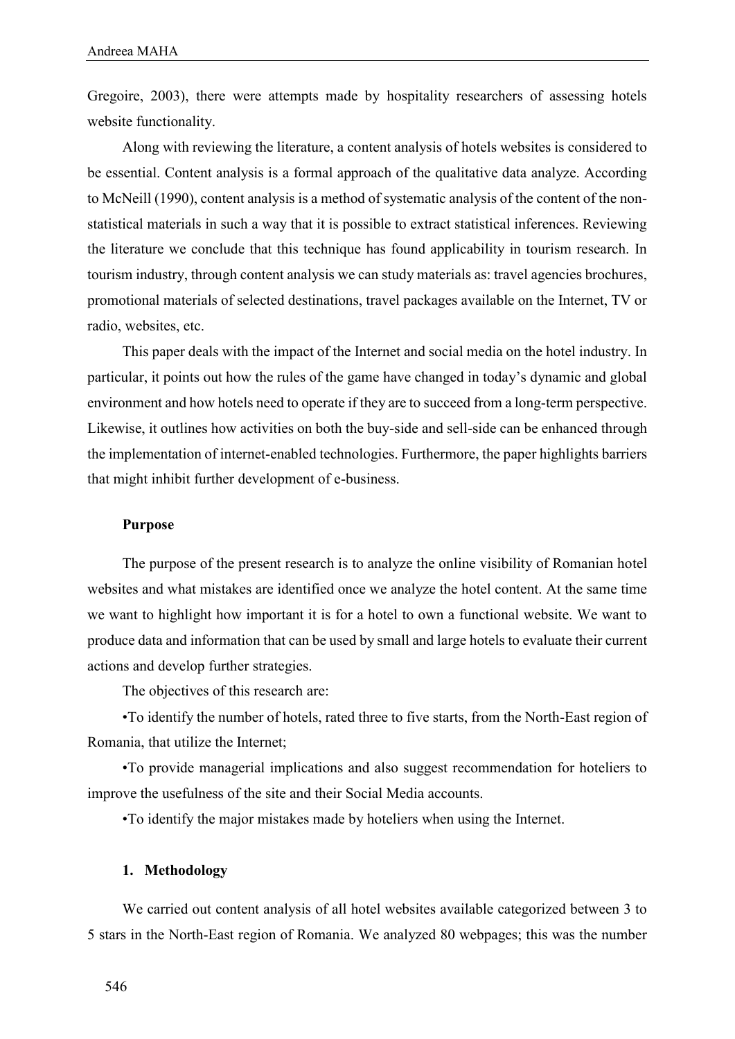Gregoire, 2003), there were attempts made by hospitality researchers of assessing hotels website functionality.

Along with reviewing the literature, a content analysis of hotels websites is considered to be essential. Content analysis is a formal approach of the qualitative data analyze. According to McNeill (1990), content analysis is a method of systematic analysis of the content of the non-statistical materials in such a way that it is possible to extract statistical inferences. Reviewing the literature we conclude that this technique has found applicability in tourism research. In tourism industry, through content analysis we can study materials as: travel agencies brochures, promotional materials of selected destinations, travel packages available on the Internet, TV or radio, websites, etc.

This paper deals with the impact of the Internet and social media on the hotel industry. In particular, it points out how the rules of the game have changed in today's dynamic and global environment and how hotels need to operate if they are to succeed from a long-term perspective. Likewise, it outlines how activities on both the buy-side and sell-side can be enhanced through the implementation of internet-enabled technologies. Furthermore, the paper highlights barriers that might inhibit further development of e-business.

**Purpose**

The purpose of the present research is to analyze the online visibility of Romanian hotel websites and what mistakes are identified once we analyze the hotel content. At the same time we want to highlight how important it is for a hotel to own a functional website. We want to produce data and information that can be used by small and large hotels to evaluate their current actions and develop further strategies.

The objectives of this research are:

•To identify the number of hotels, rated three to five starts, from the North-East region of Romania, that utilize the Internet;

•To provide managerial implications and also suggest recommendation for hoteliers to improve the usefulness of the site and their Social Media accounts.

•To identify the major mistakes made by hoteliers when using the Internet.

## 1. Methodology

We carried out content analysis of all hotel websites available categorized between 3 to 5 stars in the North-East region of Romania. We analyzed 80 webpages; this was the number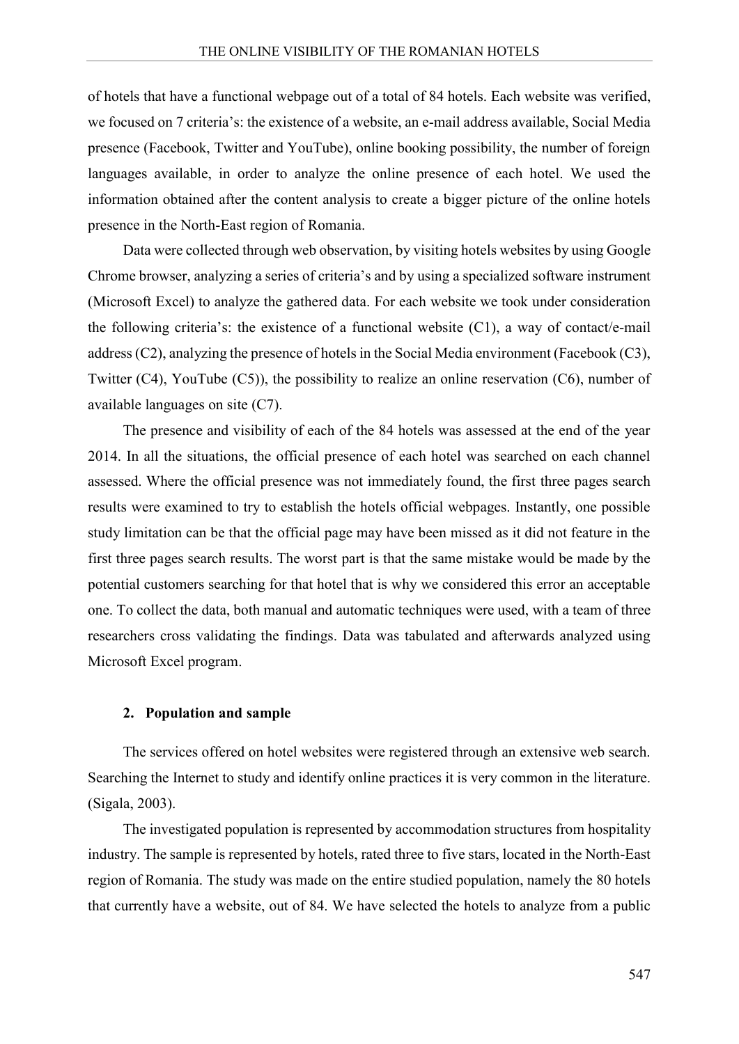of hotels that have a functional webpage out of a total of 84 hotels. Each website was verified, we focused on 7 criteria's: the existence of a website, an e-mail address available, Social Media presence (Facebook, Twitter and YouTube), online booking possibility, the number of foreign languages available, in order to analyze the online presence of each hotel. We used the information obtained after the content analysis to create a bigger picture of the online hotels presence in the North-East region of Romania.

Data were collected through web observation, by visiting hotels websites by using Google Chrome browser, analyzing a series of criteria's and by using a specialized software instrument (Microsoft Excel) to analyze the gathered data. For each website we took under consideration the following criteria's: the existence of a functional website (C1), a way of contact/e-mail address (C2), analyzing the presence of hotels in the Social Media environment (Facebook (C3), Twitter (C4), YouTube (C5)), the possibility to realize an online reservation (C6), number of available languages on site (C7).

The presence and visibility of each of the 84 hotels was assessed at the end of the year 2014. In all the situations, the official presence of each hotel was searched on each channel assessed. Where the official presence was not immediately found, the first three pages search results were examined to try to establish the hotels official webpages. Instantly, one possible study limitation can be that the official page may have been missed as it did not feature in the first three pages search results. The worst part is that the same mistake would be made by the potential customers searching for that hotel that is why we considered this error an acceptable one. To collect the data, both manual and automatic techniques were used, with a team of three researchers cross validating the findings. Data was tabulated and afterwards analyzed using Microsoft Excel program.

## 2. Population and sample

The services offered on hotel websites were registered through an extensive web search. Searching the Internet to study and identify online practices it is very common in the literature. (Sigala, 2003).

The investigated population is represented by accommodation structures from hospitality industry. The sample is represented by hotels, rated three to five stars, located in the North-East region of Romania. The study was made on the entire studied population, namely the 80 hotels that currently have a website, out of 84. We have selected the hotels to analyze from a public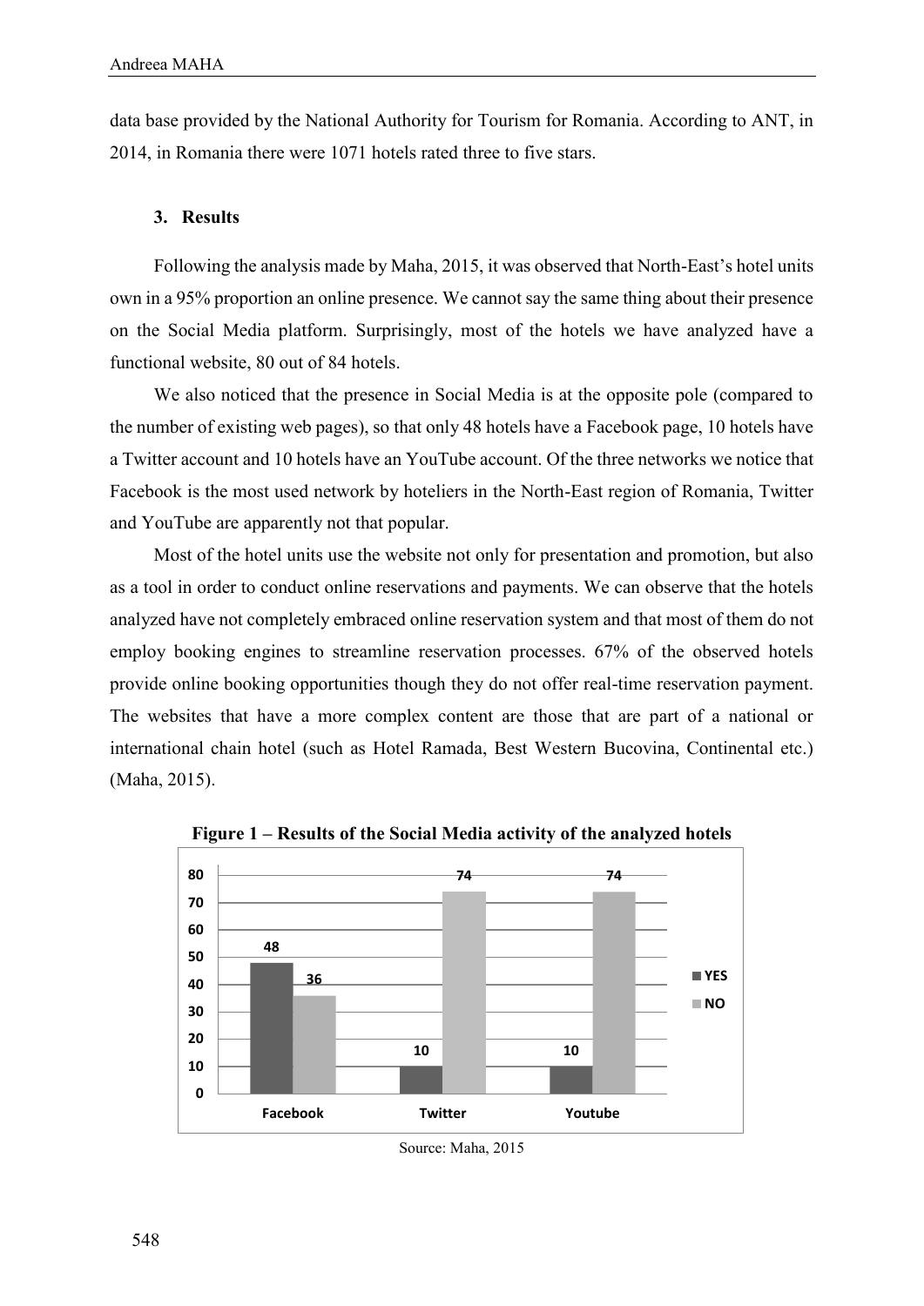data base provided by the National Authority for Tourism for Romania. According to ANT, in 2014, in Romania there were 1071 hotels rated three to five stars.

## 3. Results

Following the analysis made by Maha, 2015, it was observed that North-East's hotel units own in a 95% proportion an online presence. We cannot say the same thing about their presence on the Social Media platform. Surprisingly, most of the hotels we have analyzed have a functional website, 80 out of 84 hotels.

We also noticed that the presence in Social Media is at the opposite pole (compared to the number of existing web pages), so that only 48 hotels have a Facebook page, 10 hotels have a Twitter account and 10 hotels have an YouTube account. Of the three networks we notice that Facebook is the most used network by hoteliers in the North-East region of Romania, Twitter and YouTube are apparently not that popular.

Most of the hotel units use the website not only for presentation and promotion, but also as a tool in order to conduct online reservations and payments. We can observe that the hotels analyzed have not completely embraced online reservation system and that most of them do not employ booking engines to streamline reservation processes. 67% of the observed hotels provide online booking opportunities though they do not offer real-time reservation payment. The websites that have a more complex content are those that are part of a national or international chain hotel (such as Hotel Ramada, Best Western Bucovina, Continental etc.) (Maha, 2015).

**Figure 1 – Results of the Social Media activity of the analyzed hotels**

| | Facebook | Twitter | Youtube |
|---|---|---|---|
| YES | 48 | 10 | 10 |
| NO | 36 | 74 | 74 |

Source: Maha, 2015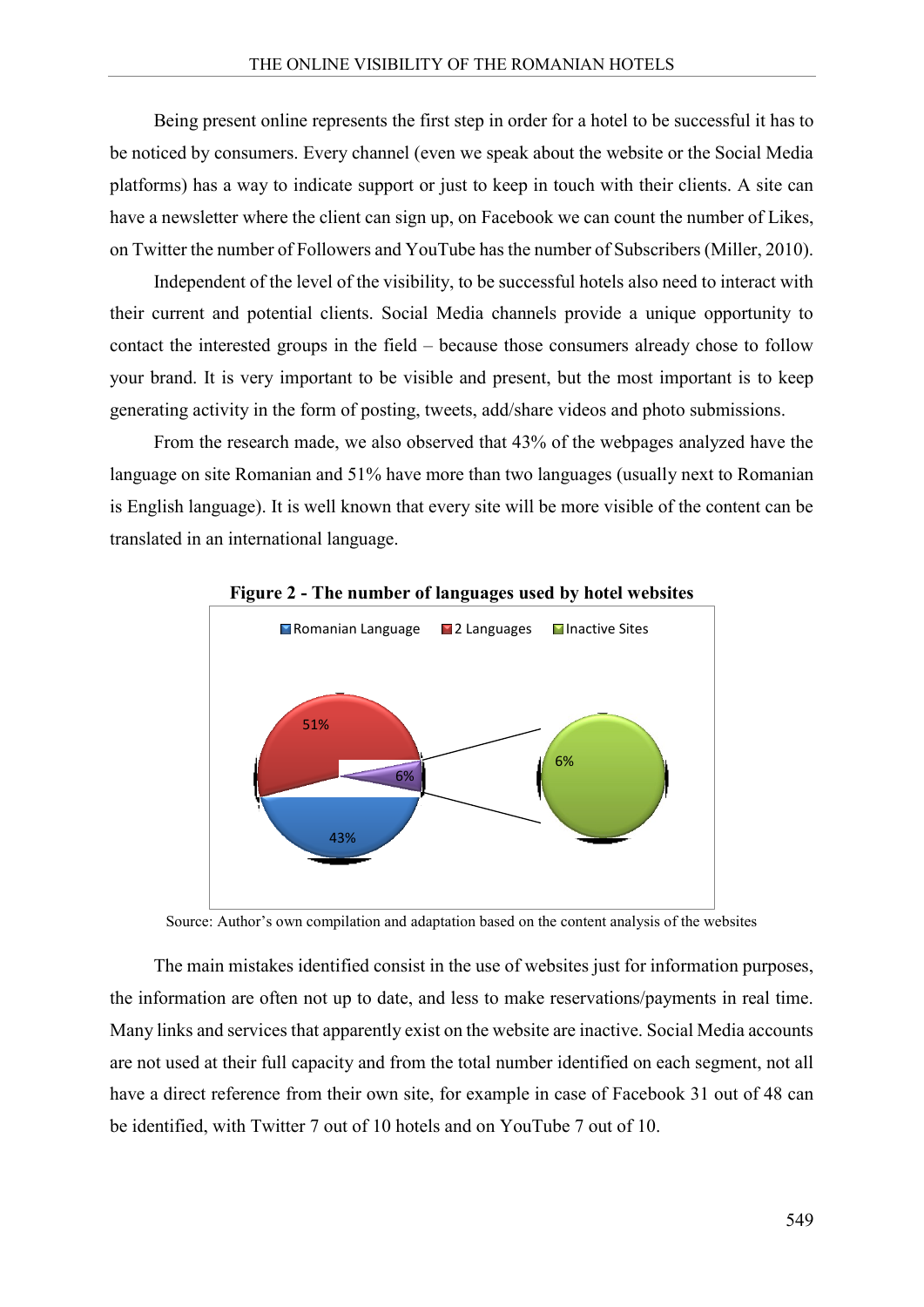Being present online represents the first step in order for a hotel to be successful it has to be noticed by consumers. Every channel (even we speak about the website or the Social Media platforms) has a way to indicate support or just to keep in touch with their clients. A site can have a newsletter where the client can sign up, on Facebook we can count the number of Likes, on Twitter the number of Followers and YouTube has the number of Subscribers (Miller, 2010).

Independent of the level of the visibility, to be successful hotels also need to interact with their current and potential clients. Social Media channels provide a unique opportunity to contact the interested groups in the field – because those consumers already chose to follow your brand. It is very important to be visible and present, but the most important is to keep generating activity in the form of posting, tweets, add/share videos and photo submissions.

From the research made, we also observed that 43% of the webpages analyzed have the language on site Romanian and 51% have more than two languages (usually next to Romanian is English language). It is well known that every site will be more visible of the content can be translated in an international language.

**Figure 2 - The number of languages used by hotel websites**

Romanian Language | 2 Languages | Inactive Sites

51% | 43% | 6% | 6%

Source: Author's own compilation and adaptation based on the content analysis of the websites

The main mistakes identified consist in the use of websites just for information purposes, the information are often not up to date, and less to make reservations/payments in real time. Many links and services that apparently exist on the website are inactive. Social Media accounts are not used at their full capacity and from the total number identified on each segment, not all have a direct reference from their own site, for example in case of Facebook 31 out of 48 can be identified, with Twitter 7 out of 10 hotels and on YouTube 7 out of 10.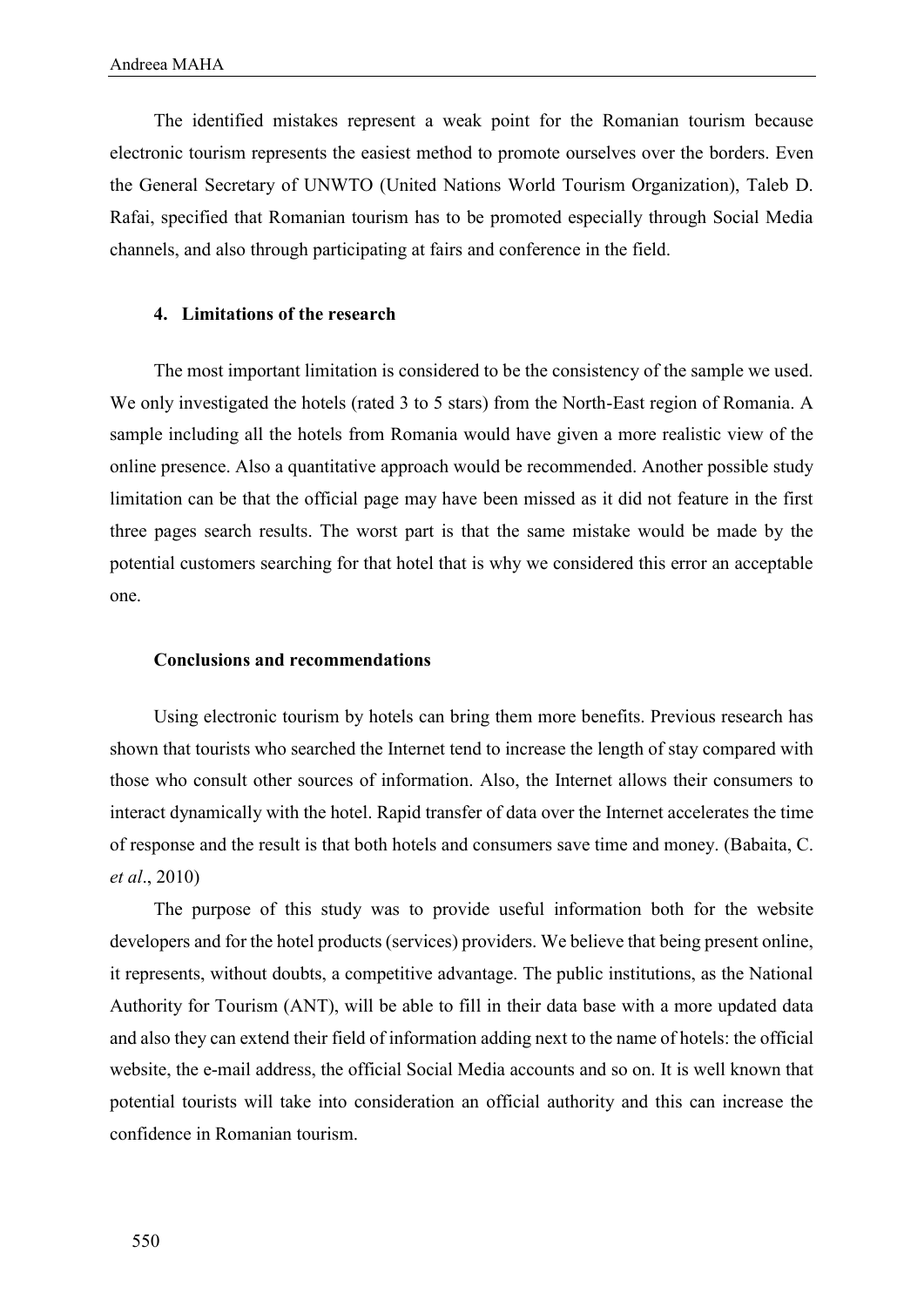The identified mistakes represent a weak point for the Romanian tourism because electronic tourism represents the easiest method to promote ourselves over the borders. Even the General Secretary of UNWTO (United Nations World Tourism Organization), Taleb D. Rafai, specified that Romanian tourism has to be promoted especially through Social Media channels, and also through participating at fairs and conference in the field.

## 4. Limitations of the research

The most important limitation is considered to be the consistency of the sample we used. We only investigated the hotels (rated 3 to 5 stars) from the North-East region of Romania. A sample including all the hotels from Romania would have given a more realistic view of the online presence. Also a quantitative approach would be recommended. Another possible study limitation can be that the official page may have been missed as it did not feature in the first three pages search results. The worst part is that the same mistake would be made by the potential customers searching for that hotel that is why we considered this error an acceptable one.

## Conclusions and recommendations

Using electronic tourism by hotels can bring them more benefits. Previous research has shown that tourists who searched the Internet tend to increase the length of stay compared with those who consult other sources of information. Also, the Internet allows their consumers to interact dynamically with the hotel. Rapid transfer of data over the Internet accelerates the time of response and the result is that both hotels and consumers save time and money. (Babaita, C. *et al*., 2010)

The purpose of this study was to provide useful information both for the website developers and for the hotel products (services) providers. We believe that being present online, it represents, without doubts, a competitive advantage. The public institutions, as the National Authority for Tourism (ANT), will be able to fill in their data base with a more updated data and also they can extend their field of information adding next to the name of hotels: the official website, the e-mail address, the official Social Media accounts and so on. It is well known that potential tourists will take into consideration an official authority and this can increase the confidence in Romanian tourism.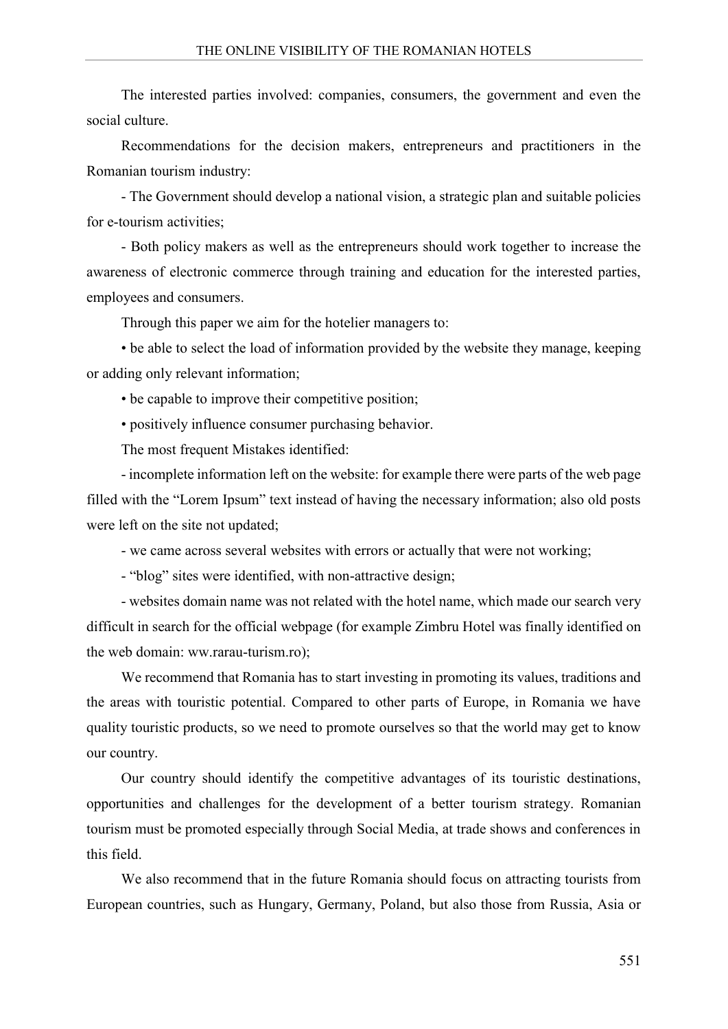The interested parties involved: companies, consumers, the government and even the social culture.

Recommendations for the decision makers, entrepreneurs and practitioners in the Romanian tourism industry:

- The Government should develop a national vision, a strategic plan and suitable policies for e-tourism activities;

- Both policy makers as well as the entrepreneurs should work together to increase the awareness of electronic commerce through training and education for the interested parties, employees and consumers.

Through this paper we aim for the hotelier managers to:

• be able to select the load of information provided by the website they manage, keeping or adding only relevant information;

• be capable to improve their competitive position;

• positively influence consumer purchasing behavior.

The most frequent Mistakes identified:

- incomplete information left on the website: for example there were parts of the web page filled with the "Lorem Ipsum" text instead of having the necessary information; also old posts were left on the site not updated;

- we came across several websites with errors or actually that were not working;

- "blog" sites were identified, with non-attractive design;

- websites domain name was not related with the hotel name, which made our search very difficult in search for the official webpage (for example Zimbru Hotel was finally identified on the web domain: ww.rarau-turism.ro);

We recommend that Romania has to start investing in promoting its values, traditions and the areas with touristic potential. Compared to other parts of Europe, in Romania we have quality touristic products, so we need to promote ourselves so that the world may get to know our country.

Our country should identify the competitive advantages of its touristic destinations, opportunities and challenges for the development of a better tourism strategy. Romanian tourism must be promoted especially through Social Media, at trade shows and conferences in this field.

We also recommend that in the future Romania should focus on attracting tourists from European countries, such as Hungary, Germany, Poland, but also those from Russia, Asia or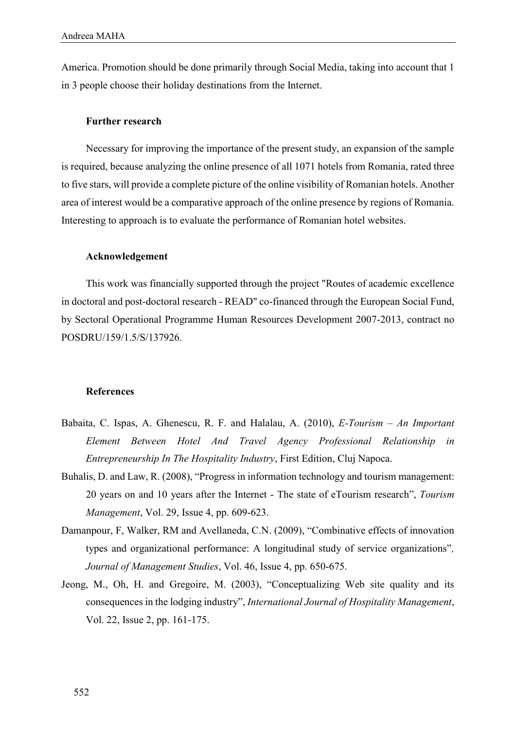America. Promotion should be done primarily through Social Media, taking into account that 1 in 3 people choose their holiday destinations from the Internet.

### Further research

Necessary for improving the importance of the present study, an expansion of the sample is required, because analyzing the online presence of all 1071 hotels from Romania, rated three to five stars, will provide a complete picture of the online visibility of Romanian hotels. Another area of interest would be a comparative approach of the online presence by regions of Romania. Interesting to approach is to evaluate the performance of Romanian hotel websites.

### Acknowledgement

This work was financially supported through the project "Routes of academic excellence in doctoral and post-doctoral research - READ" co-financed through the European Social Fund, by Sectoral Operational Programme Human Resources Development 2007-2013, contract no POSDRU/159/1.5/S/137926.

### References

Babaita, C. Ispas, A. Ghenescu, R. F. and Halalau, A. (2010), *E-Tourism – An Important Element Between Hotel And Travel Agency Professional Relationship in Entrepreneurship In The Hospitality Industry*, First Edition, Cluj Napoca.

Buhalis, D. and Law, R. (2008), "Progress in information technology and tourism management: 20 years on and 10 years after the Internet - The state of eTourism research", *Tourism Management*, Vol. 29, Issue 4, pp. 609-623.

Damanpour, F, Walker, RM and Avellaneda, C.N. (2009), "Combinative effects of innovation types and organizational performance: A longitudinal study of service organizations", *Journal of Management Studies*, Vol. 46, Issue 4, pp. 650-675.

Jeong, M., Oh, H. and Gregoire, M. (2003), "Conceptualizing Web site quality and its consequences in the lodging industry", *International Journal of Hospitality Management*, Vol. 22, Issue 2, pp. 161-175.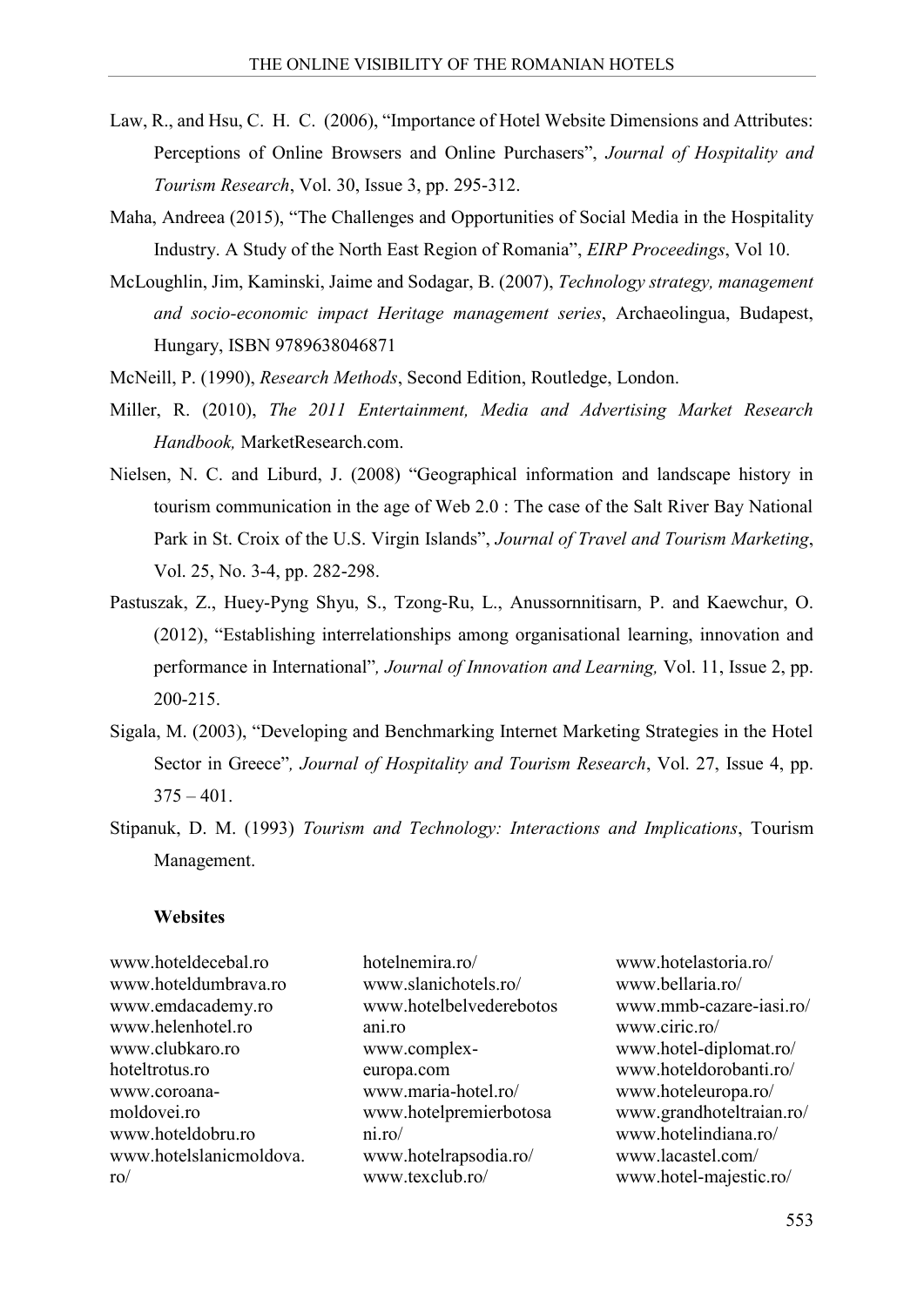Law, R., and Hsu, C. H. C. (2006), "Importance of Hotel Website Dimensions and Attributes: Perceptions of Online Browsers and Online Purchasers", *Journal of Hospitality and Tourism Research*, Vol. 30, Issue 3, pp. 295-312.

Maha, Andreea (2015), "The Challenges and Opportunities of Social Media in the Hospitality Industry. A Study of the North East Region of Romania", *EIRP Proceedings*, Vol 10.

McLoughlin, Jim, Kaminski, Jaime and Sodagar, B. (2007), *Technology strategy, management and socio-economic impact Heritage management series*, Archaeolingua, Budapest, Hungary, ISBN 9789638046871

McNeill, P. (1990), *Research Methods*, Second Edition, Routledge, London.

Miller, R. (2010), *The 2011 Entertainment, Media and Advertising Market Research Handbook,* MarketResearch.com.

Nielsen, N. C. and Liburd, J. (2008) "Geographical information and landscape history in tourism communication in the age of Web 2.0 : The case of the Salt River Bay National Park in St. Croix of the U.S. Virgin Islands", *Journal of Travel and Tourism Marketing*, Vol. 25, No. 3-4, pp. 282-298.

Pastuszak, Z., Huey-Pyng Shyu, S., Tzong-Ru, L., Anussornnitisarn, P. and Kaewchur, O. (2012), "Establishing interrelationships among organisational learning, innovation and performance in International"*, Journal of Innovation and Learning,* Vol. 11, Issue 2, pp. 200-215.

Sigala, M. (2003), "Developing and Benchmarking Internet Marketing Strategies in the Hotel Sector in Greece"*, Journal of Hospitality and Tourism Research*, Vol. 27, Issue 4, pp. 375 – 401.

Stipanuk, D. M. (1993) *Tourism and Technology: Interactions and Implications*, Tourism Management.

**Websites**

www.hoteldecebal.ro
www.hoteldumbrava.ro
www.emdacademy.ro
www.helenhotel.ro
www.clubkaro.ro
hoteltrotus.ro
www.coroana-moldovei.ro
www.hoteldobru.ro
www.hotelslanicmoldova.ro/
hotelnemira.ro/
www.slanichotels.ro/
www.hotelbelvederebotosani.ro
www.complex-europa.com
www.maria-hotel.ro/
www.hotelpremierbotosani.ro/
www.hotelrapsodia.ro/
www.texclub.ro/
www.hotelastoria.ro/
www.bellaria.ro/
www.mmb-cazare-iasi.ro/
www.ciric.ro/
www.hotel-diplomat.ro/
www.hoteldorobanti.ro/
www.hoteleuropa.ro/
www.grandhoteltraian.ro/
www.hotelindiana.ro/
www.lacastel.com/
www.hotel-majestic.ro/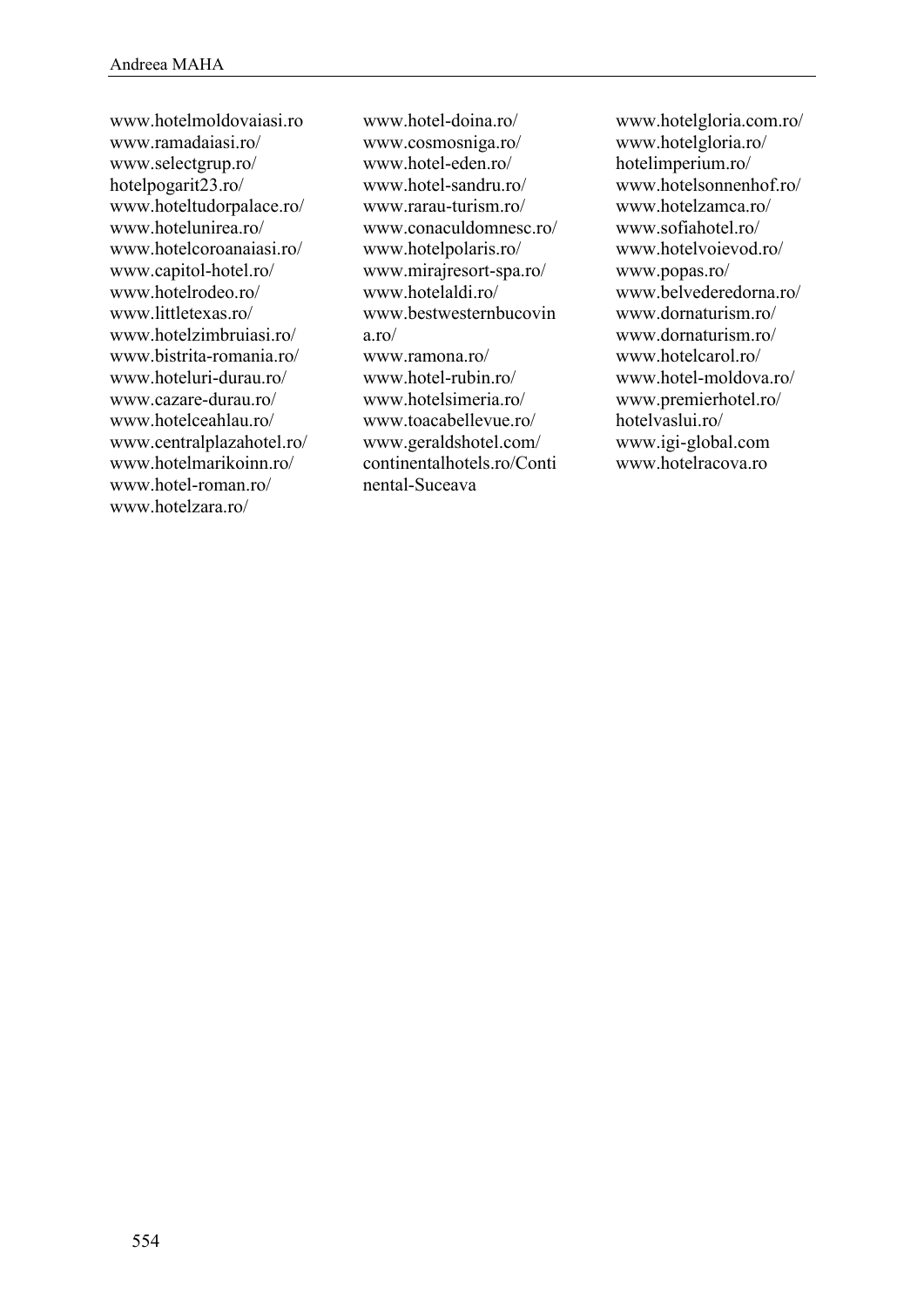www.hotelmoldovaiasi.ro
www.ramadaiasi.ro/
www.selectgrup.ro/
hotelpogarit23.ro/
www.hoteltudorpalace.ro/
www.hotelunirea.ro/
www.hotelcoroanaiasi.ro/
www.capitol-hotel.ro/
www.hotelrodeo.ro/
www.littletexas.ro/
www.hotelzimbruiasi.ro/
www.bistrita-romania.ro/
www.hoteluri-durau.ro/
www.cazare-durau.ro/
www.hotelceahlau.ro/
www.centralplazahotel.ro/
www.hotelmarikoinn.ro/
www.hotel-roman.ro/
www.hotelzara.ro/
www.hotel-doina.ro/
www.cosmosniga.ro/
www.hotel-eden.ro/
www.hotel-sandru.ro/
www.rarau-turism.ro/
www.conaculdomnesc.ro/
www.hotelpolaris.ro/
www.mirajresort-spa.ro/
www.hotelaldi.ro/
www.bestwesternbucovina.ro/
www.ramona.ro/
www.hotel-rubin.ro/
www.hotelsimeria.ro/
www.toacabellevue.ro/
www.geraldshotel.com/
continentalhotels.ro/Continental-Suceava
www.hotelgloria.com.ro/
www.hotelgloria.ro/
hotelimperium.ro/
www.hotelsonnenhof.ro/
www.hotelzamca.ro/
www.sofiahotel.ro/
www.hotelvoievod.ro/
www.popas.ro/
www.belvederedorna.ro/
www.dornaturism.ro/
www.dornaturism.ro/
www.hotelcarol.ro/
www.hotel-moldova.ro/
www.premierhotel.ro/
hotelvaslui.ro/
www.igi-global.com
www.hotelracova.ro